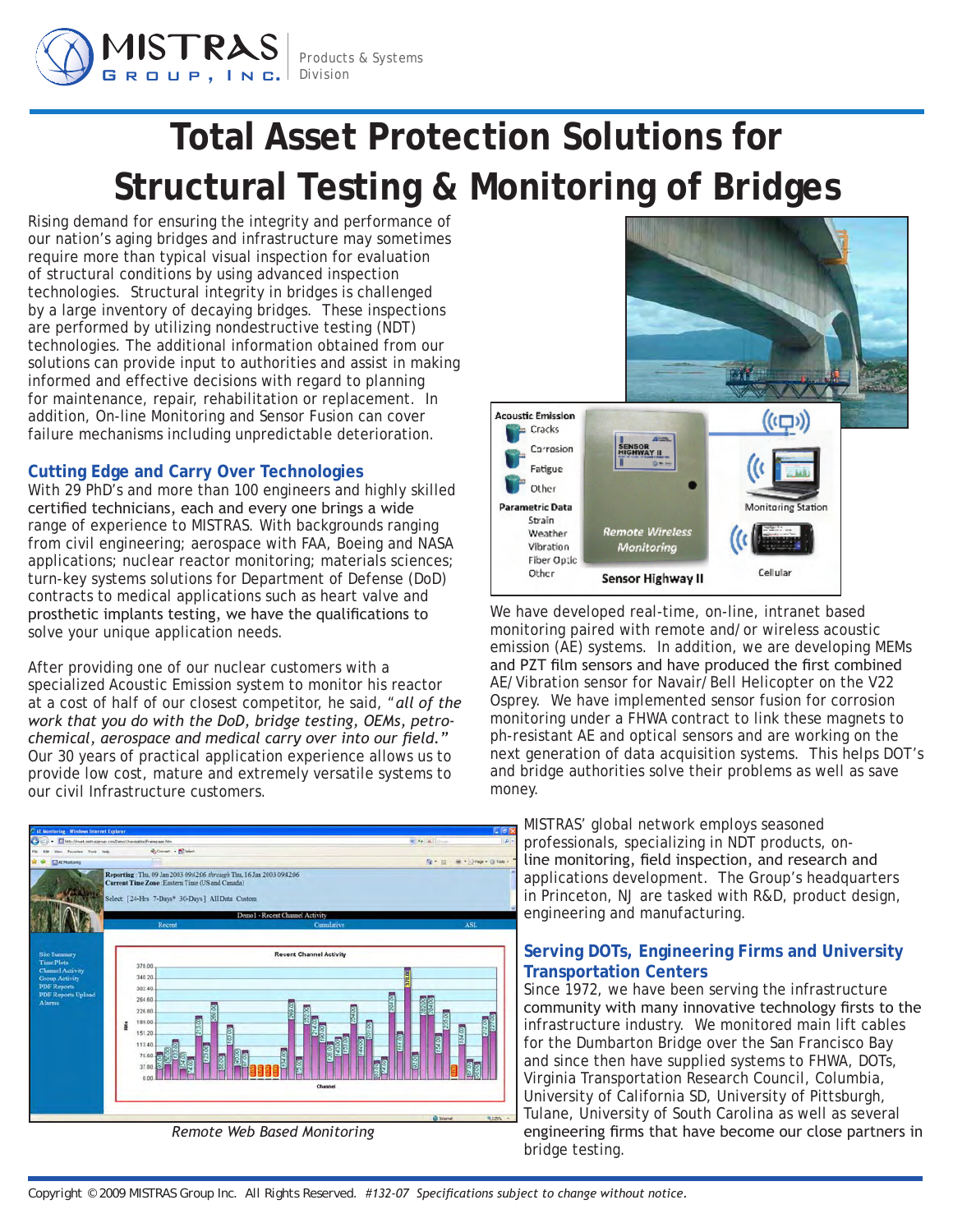# Total Asset Protection Solutions for Structural Testing & Monitoring of Bridges

Rising demand for ensuring the integrity and performance of our nation's aging bridges and infrastructure may sometimes require more than typical visual inspection for evaluation of structural conditions by using advanced inspection technologies. Structural integrity in bridges is challenged by a large inventory of decaying bridges. These inspections are performed by utilizing nondestructive testing (NDT) technologies. The additional information obtained from our solutions can provide input to authorities and assist in making informed and effective decisions with regard to planning for maintenance, repair, rehabilitation or replacement. In addition, On-line Monitoring and Sensor Fusion can cover failure mechanisms including unpredictable deterioration.

## Cutting Edge and Carry Over Technologies

With 29 PhD's and more than 100 engineers and highly skilled certified technicians, each and every one brings a wide range of experience to MISTRAS. With backgrounds ranging from civil engineering; aerospace with FAA, Boeing and NASA applications; nuclear reactor monitoring; materials sciences; turn-key systems solutions for Department of Defense (DoD) contracts to medical applications such as heart valve and prosthetic implants testing, we have the qualifications to solve your unique application needs.

After providing one of our nuclear customers with a specialized Acoustic Emission system to monitor his reactor at a cost of half of our closest competitor, he said, "*all of the work that you do with the DoD, bridge testing, OEMs, petro-chemical, aerospace and medical carry over into our field.*" Our 30 years of practical application experience allows us to provide low cost, mature and extremely versatile systems to our civil Infrastructure customers.

We have developed real-time, on-line, intranet based monitoring paired with remote and/or wireless acoustic emission (AE) systems. In addition, we are developing MEMs and PZT film sensors and have produced the first combined AE/Vibration sensor for Navair/Bell Helicopter on the V22 Osprey. We have implemented sensor fusion for corrosion monitoring under a FHWA contract to link these magnets to ph-resistant AE and optical sensors and are working on the next generation of data acquisition systems. This helps DOT's and bridge authorities solve their problems as well as save money.

*Remote Web Based Monitoring*

MISTRAS' global network employs seasoned professionals, specializing in NDT products, on-line monitoring, field inspection, and research and applications development. The Group's headquarters in Princeton, NJ are tasked with R&D, product design, engineering and manufacturing.

## Serving DOTs, Engineering Firms and University Transportation Centers

Since 1972, we have been serving the infrastructure community with many innovative technology firsts to the infrastructure industry. We monitored main lift cables for the Dumbarton Bridge over the San Francisco Bay and since then have supplied systems to FHWA, DOTs, Virginia Transportation Research Council, Columbia, University of California SD, University of Pittsburgh, Tulane, University of South Carolina as well as several engineering firms that have become our close partners in bridge testing.

Copyright © 2009 MISTRAS Group Inc. All Rights Reserved. *#132-07 Specifications subject to change without notice.*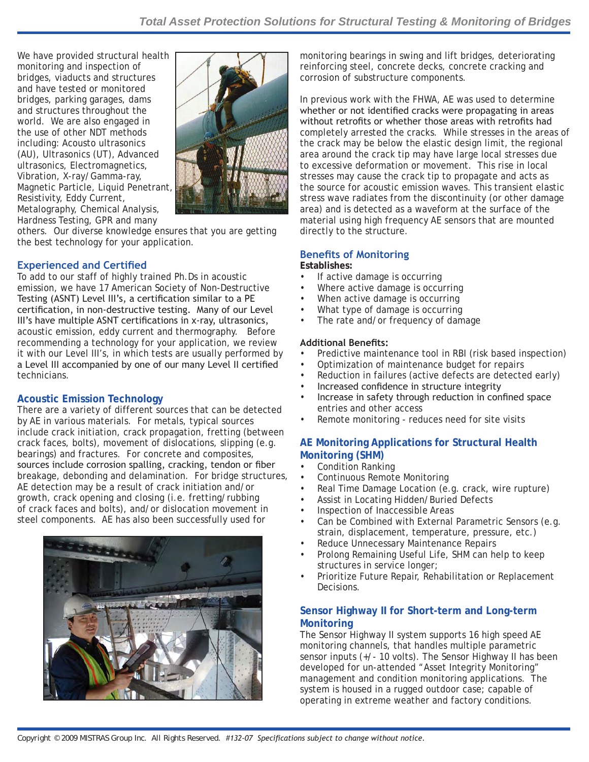We have provided structural health monitoring and inspection of bridges, viaducts and structures and have tested or monitored bridges, parking garages, dams and structures throughout the world. We are also engaged in the use of other NDT methods including: Acousto ultrasonics (AU), Ultrasonics (UT), Advanced ultrasonics, Electromagnetics, Vibration, X-ray/Gamma-ray, Magnetic Particle, Liquid Penetrant, Resistivity, Eddy Current, Metalography, Chemical Analysis, Hardness Testing, GPR and many others. Our diverse knowledge ensures that you are getting the best technology for your application.

## Experienced and Certified

To add to our staff of highly trained Ph.Ds in acoustic emission, we have 17 American Society of Non-Destructive Testing (ASNT) Level III's, a certification similar to a PE certification, in non-destructive testing. Many of our Level III's have multiple ASNT certifications in x-ray, ultrasonics, acoustic emission, eddy current and thermography. Before recommending a technology for your application, we review it with our Level III's, in which tests are usually performed by a Level III accompanied by one of our many Level II certified technicians.

## Acoustic Emission Technology

There are a variety of different sources that can be detected by AE in various materials. For metals, typical sources include crack initiation, crack propagation, fretting (between crack faces, bolts), movement of dislocations, slipping (e.g. bearings) and fractures. For concrete and composites, sources include corrosion spalling, cracking, tendon or fiber breakage, debonding and delamination. For bridge structures, AE detection may be a result of crack initiation and/or growth, crack opening and closing (i.e. fretting/rubbing of crack faces and bolts), and/or dislocation movement in steel components. AE has also been successfully used for monitoring bearings in swing and lift bridges, deteriorating reinforcing steel, concrete decks, concrete cracking and corrosion of substructure components.

In previous work with the FHWA, AE was used to determine whether or not identified cracks were propagating in areas without retrofits or whether those areas with retrofits had completely arrested the cracks. While stresses in the areas of the crack may be below the elastic design limit, the regional area around the crack tip may have large local stresses due to excessive deformation or movement. This rise in local stresses may cause the crack tip to propagate and acts as the source for acoustic emission waves. This transient elastic stress wave radiates from the discontinuity (or other damage area) and is detected as a waveform at the surface of the material using high frequency AE sensors that are mounted directly to the structure.

## Benefits of Monitoring

**Establishes:**

- If active damage is occurring
- Where active damage is occurring
- When active damage is occurring
- What type of damage is occurring
- The rate and/or frequency of damage

**Additional Benefits:**

- Predictive maintenance tool in RBI (risk based inspection)
- Optimization of maintenance budget for repairs
- Reduction in failures (active defects are detected early)
- Increased confidence in structure integrity
- Increase in safety through reduction in confined space entries and other access
- Remote monitoring - reduces need for site visits

## AE Monitoring Applications for Structural Health Monitoring (SHM)

- Condition Ranking
- Continuous Remote Monitoring
- Real Time Damage Location (e.g. crack, wire rupture)
- Assist in Locating Hidden/Buried Defects
- Inspection of Inaccessible Areas
- Can be Combined with External Parametric Sensors (e.g. strain, displacement, temperature, pressure, etc.)
- Reduce Unnecessary Maintenance Repairs
- Prolong Remaining Useful Life, SHM can help to keep structures in service longer;
- Prioritize Future Repair, Rehabilitation or Replacement Decisions.

## Sensor Highway II for Short-term and Long-term Monitoring

The Sensor Highway II system supports 16 high speed AE monitoring channels, that handles multiple parametric sensor inputs (+/- 10 volts). The Sensor Highway II has been developed for un-attended "Asset Integrity Monitoring" management and condition monitoring applications. The system is housed in a rugged outdoor case; capable of operating in extreme weather and factory conditions.

Copyright © 2009 MISTRAS Group Inc. All Rights Reserved. *#132-07 Specifications subject to change without notice.*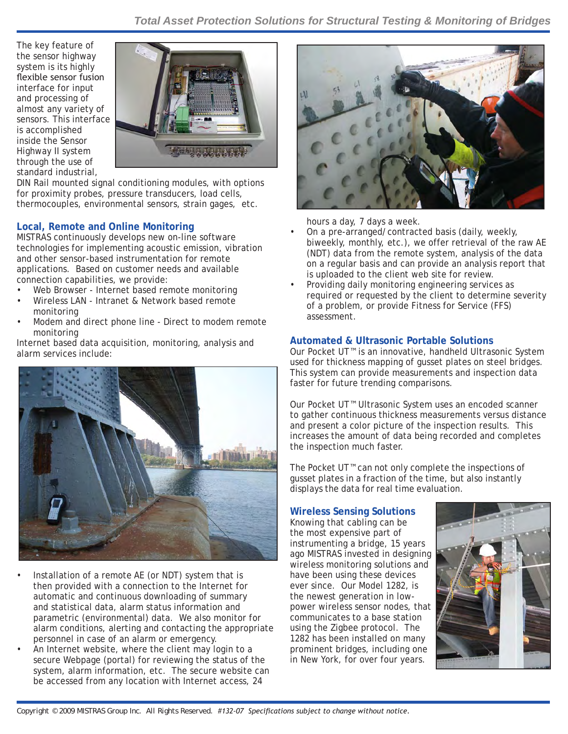The key feature of the sensor highway system is its highly flexible sensor fusion interface for input and processing of almost any variety of sensors. This interface is accomplished inside the Sensor Highway II system through the use of standard industrial, DIN Rail mounted signal conditioning modules, with options for proximity probes, pressure transducers, load cells, thermocouples, environmental sensors, strain gages, etc.

## Local, Remote and Online Monitoring

MISTRAS continuously develops new on-line software technologies for implementing acoustic emission, vibration and other sensor-based instrumentation for remote applications. Based on customer needs and available connection capabilities, we provide:

- Web Browser - Internet based remote monitoring
- Wireless LAN - Intranet & Network based remote monitoring
- Modem and direct phone line - Direct to modem remote monitoring

Internet based data acquisition, monitoring, analysis and alarm services include:

- Installation of a remote AE (or NDT) system that is then provided with a connection to the Internet for automatic and continuous downloading of summary and statistical data, alarm status information and parametric (environmental) data. We also monitor for alarm conditions, alerting and contacting the appropriate personnel in case of an alarm or emergency.
- An Internet website, where the client may login to a secure Webpage (portal) for reviewing the status of the system, alarm information, etc. The secure website can be accessed from any location with Internet access, 24 hours a day, 7 days a week.
- On a pre-arranged/contracted basis (daily, weekly, biweekly, monthly, etc.), we offer retrieval of the raw AE (NDT) data from the remote system, analysis of the data on a regular basis and can provide an analysis report that is uploaded to the client web site for review.
- Providing daily monitoring engineering services as required or requested by the client to determine severity of a problem, or provide Fitness for Service (FFS) assessment.

## Automated & Ultrasonic Portable Solutions

Our Pocket UT™ is an innovative, handheld Ultrasonic System used for thickness mapping of gusset plates on steel bridges. This system can provide measurements and inspection data faster for future trending comparisons.

Our Pocket UT™ Ultrasonic System uses an encoded scanner to gather continuous thickness measurements versus distance and present a color picture of the inspection results. This increases the amount of data being recorded and completes the inspection much faster.

The Pocket UT™ can not only complete the inspections of gusset plates in a fraction of the time, but also instantly displays the data for real time evaluation.

## Wireless Sensing Solutions

Knowing that cabling can be the most expensive part of instrumenting a bridge, 15 years ago MISTRAS invested in designing wireless monitoring solutions and have been using these devices ever since. Our Model 1282, is the newest generation in low-power wireless sensor nodes, that communicates to a base station using the Zigbee protocol. The 1282 has been installed on many prominent bridges, including one in New York, for over four years.

Copyright © 2009 MISTRAS Group Inc. All Rights Reserved. *#132-07 Specifications subject to change without notice.*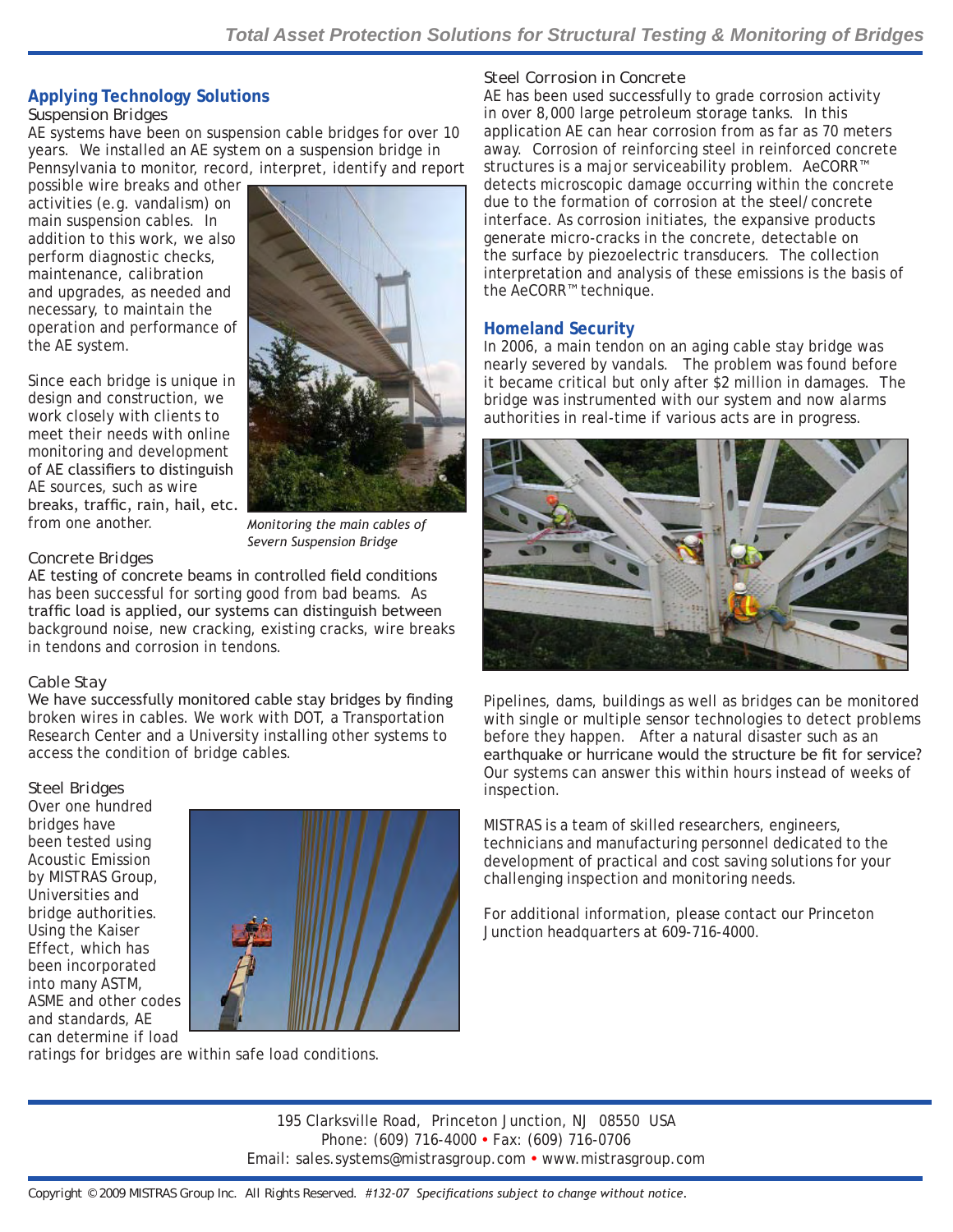## Applying Technology Solutions

### Suspension Bridges

AE systems have been on suspension cable bridges for over 10 years. We installed an AE system on a suspension bridge in Pennsylvania to monitor, record, interpret, identify and report possible wire breaks and other activities (e.g. vandalism) on main suspension cables. In addition to this work, we also perform diagnostic checks, maintenance, calibration and upgrades, as needed and necessary, to maintain the operation and performance of the AE system.

Since each bridge is unique in design and construction, we work closely with clients to meet their needs with online monitoring and development of AE classifiers to distinguish AE sources, such as wire breaks, traffic, rain, hail, etc. from one another.

*Monitoring the main cables of Severn Suspension Bridge*

### Concrete Bridges

AE testing of concrete beams in controlled field conditions has been successful for sorting good from bad beams. As traffic load is applied, our systems can distinguish between background noise, new cracking, existing cracks, wire breaks in tendons and corrosion in tendons.

### Cable Stay

We have successfully monitored cable stay bridges by finding broken wires in cables. We work with DOT, a Transportation Research Center and a University installing other systems to access the condition of bridge cables.

### Steel Bridges

Over one hundred bridges have been tested using Acoustic Emission by MISTRAS Group, Universities and bridge authorities. Using the Kaiser Effect, which has been incorporated into many ASTM, ASME and other codes and standards, AE can determine if load ratings for bridges are within safe load conditions.

### Steel Corrosion in Concrete

AE has been used successfully to grade corrosion activity in over 8,000 large petroleum storage tanks. In this application AE can hear corrosion from as far as 70 meters away. Corrosion of reinforcing steel in reinforced concrete structures is a major serviceability problem. AeCORR™ detects microscopic damage occurring within the concrete due to the formation of corrosion at the steel/concrete interface. As corrosion initiates, the expansive products generate micro-cracks in the concrete, detectable on the surface by piezoelectric transducers. The collection interpretation and analysis of these emissions is the basis of the AeCORR™ technique.

## Homeland Security

In 2006, a main tendon on an aging cable stay bridge was nearly severed by vandals. The problem was found before it became critical but only after $2 million in damages. The bridge was instrumented with our system and now alarms authorities in real-time if various acts are in progress.

Pipelines, dams, buildings as well as bridges can be monitored with single or multiple sensor technologies to detect problems before they happen. After a natural disaster such as an earthquake or hurricane would the structure be fit for service? Our systems can answer this within hours instead of weeks of inspection.

MISTRAS is a team of skilled researchers, engineers, technicians and manufacturing personnel dedicated to the development of practical and cost saving solutions for your challenging inspection and monitoring needs.

For additional information, please contact our Princeton Junction headquarters at 609-716-4000.

195 Clarksville Road, Princeton Junction, NJ 08550 USA
Phone: (609) 716-4000 • Fax: (609) 716-0706
Email: sales.systems@mistrasgroup.com • www.mistrasgroup.com

Copyright © 2009 MISTRAS Group Inc. All Rights Reserved. *#132-07 Specifications subject to change without notice.*